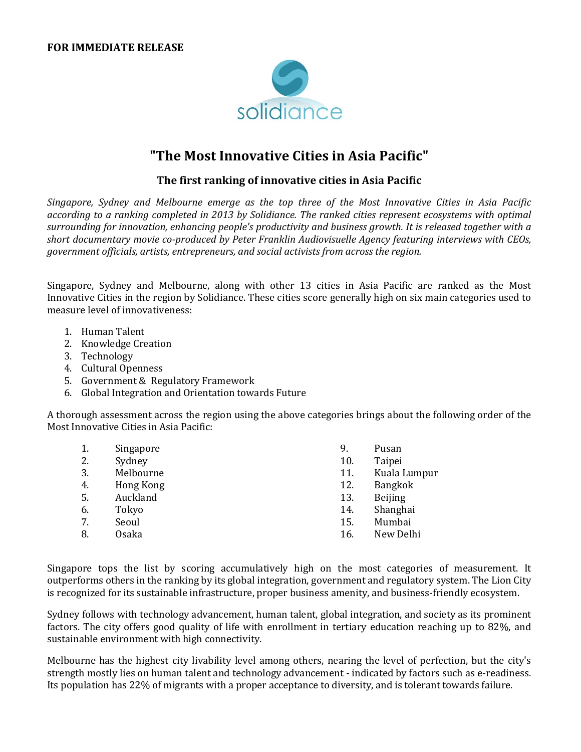**FOR IMMEDIATE RELEASE**

# "The Most Innovative Cities in Asia Pacific"

### The first ranking of innovative cities in Asia Pacific

*Singapore, Sydney and Melbourne emerge as the top three of the Most Innovative Cities in Asia Pacific according to a ranking completed in 2013 by Solidiance. The ranked cities represent ecosystems with optimal surrounding for innovation, enhancing people's productivity and business growth. It is released together with a short documentary movie co-produced by Peter Franklin Audiovisuelle Agency featuring interviews with CEOs, government officials, artists, entrepreneurs, and social activists from across the region.*

Singapore, Sydney and Melbourne, along with other 13 cities in Asia Pacific are ranked as the Most Innovative Cities in the region by Solidiance. These cities score generally high on six main categories used to measure level of innovativeness:

1. Human Talent
2. Knowledge Creation
3. Technology
4. Cultural Openness
5. Government & Regulatory Framework
6. Global Integration and Orientation towards Future

A thorough assessment across the region using the above categories brings about the following order of the Most Innovative Cities in Asia Pacific:

1. Singapore
2. Sydney
3. Melbourne
4. Hong Kong
5. Auckland
6. Tokyo
7. Seoul
8. Osaka
9. Pusan
10. Taipei
11. Kuala Lumpur
12. Bangkok
13. Beijing
14. Shanghai
15. Mumbai
16. New Delhi

Singapore tops the list by scoring accumulatively high on the most categories of measurement. It outperforms others in the ranking by its global integration, government and regulatory system. The Lion City is recognized for its sustainable infrastructure, proper business amenity, and business-friendly ecosystem.

Sydney follows with technology advancement, human talent, global integration, and society as its prominent factors. The city offers good quality of life with enrollment in tertiary education reaching up to 82%, and sustainable environment with high connectivity.

Melbourne has the highest city livability level among others, nearing the level of perfection, but the city's strength mostly lies on human talent and technology advancement - indicated by factors such as e-readiness. Its population has 22% of migrants with a proper acceptance to diversity, and is tolerant towards failure.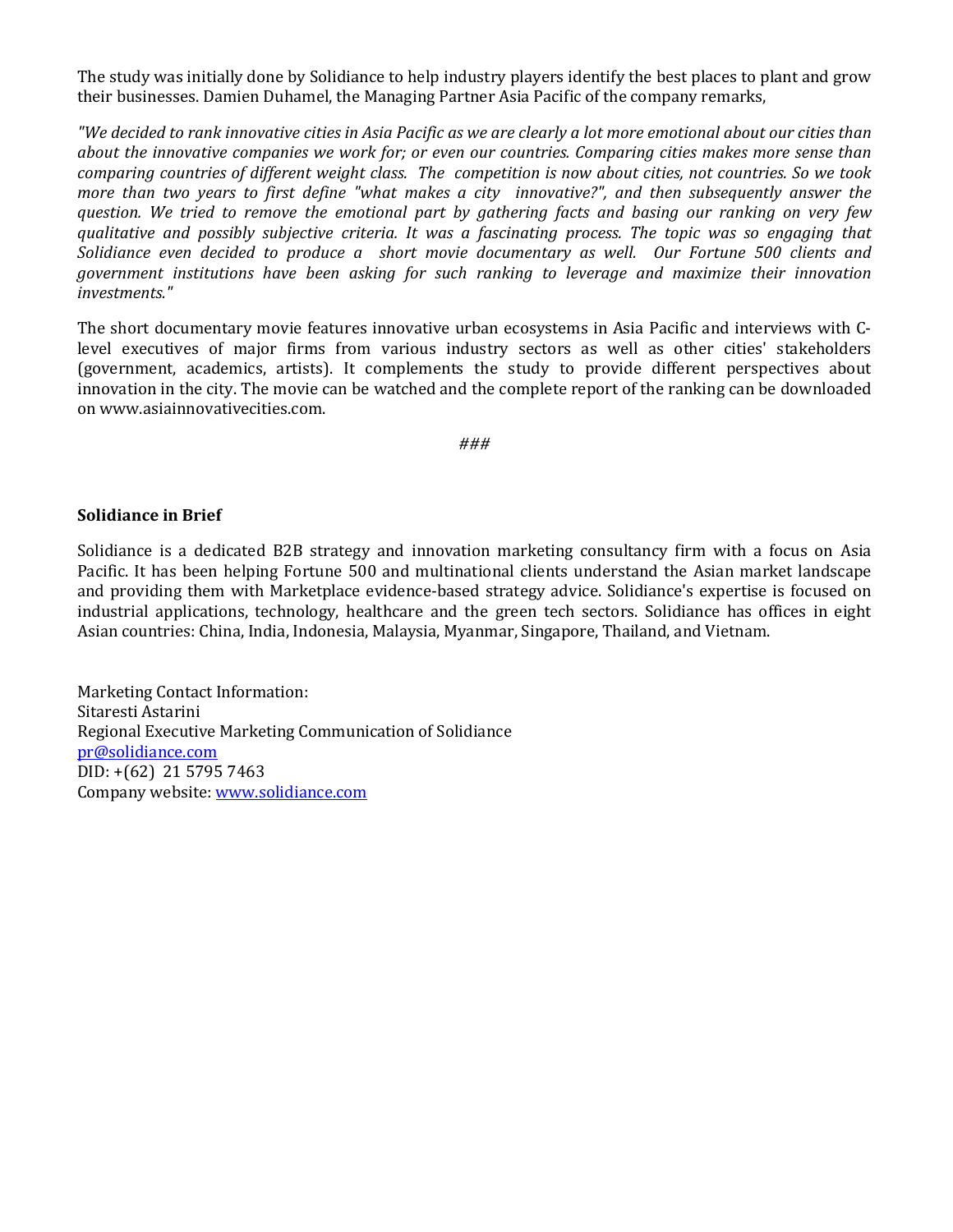The study was initially done by Solidiance to help industry players identify the best places to plant and grow their businesses. Damien Duhamel, the Managing Partner Asia Pacific of the company remarks,

*"We decided to rank innovative cities in Asia Pacific as we are clearly a lot more emotional about our cities than about the innovative companies we work for; or even our countries. Comparing cities makes more sense than comparing countries of different weight class. The competition is now about cities, not countries. So we took more than two years to first define "what makes a city innovative?", and then subsequently answer the question. We tried to remove the emotional part by gathering facts and basing our ranking on very few qualitative and possibly subjective criteria. It was a fascinating process. The topic was so engaging that Solidiance even decided to produce a short movie documentary as well. Our Fortune 500 clients and government institutions have been asking for such ranking to leverage and maximize their innovation investments."*

The short documentary movie features innovative urban ecosystems in Asia Pacific and interviews with C-level executives of major firms from various industry sectors as well as other cities' stakeholders (government, academics, artists). It complements the study to provide different perspectives about innovation in the city. The movie can be watched and the complete report of the ranking can be downloaded on www.asiainnovativecities.com.

###

**Solidiance in Brief**

Solidiance is a dedicated B2B strategy and innovation marketing consultancy firm with a focus on Asia Pacific. It has been helping Fortune 500 and multinational clients understand the Asian market landscape and providing them with Marketplace evidence-based strategy advice. Solidiance's expertise is focused on industrial applications, technology, healthcare and the green tech sectors. Solidiance has offices in eight Asian countries: China, India, Indonesia, Malaysia, Myanmar, Singapore, Thailand, and Vietnam.

Marketing Contact Information:
Sitaresti Astarini
Regional Executive Marketing Communication of Solidiance
pr@solidiance.com
DID: +(62) 21 5795 7463
Company website: www.solidiance.com